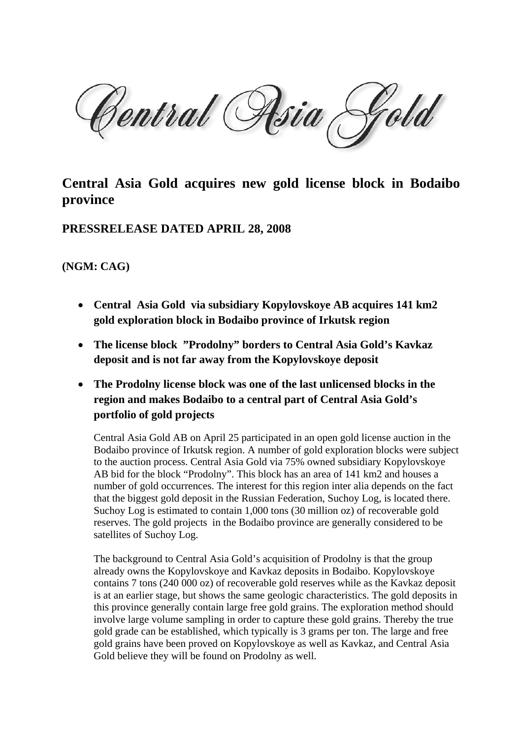Central Asia Gold

# Central Asia Gold acquires new gold license block in Bodaibo province

## PRESSRELEASE DATED APRIL 28, 2008

**(NGM: CAG)**

- **Central Asia Gold via subsidiary Kopylovskoye AB acquires 141 km2 gold exploration block in Bodaibo province of Irkutsk region**
- **The license block ”Prodolny” borders to Central Asia Gold's Kavkaz deposit and is not far away from the Kopylovskoye deposit**
- **The Prodolny license block was one of the last unlicensed blocks in the region and makes Bodaibo to a central part of Central Asia Gold's portfolio of gold projects**

Central Asia Gold AB on April 25 participated in an open gold license auction in the Bodaibo province of Irkutsk region. A number of gold exploration blocks were subject to the auction process. Central Asia Gold via 75% owned subsidiary Kopylovskoye AB bid for the block "Prodolny". This block has an area of 141 km2 and houses a number of gold occurrences. The interest for this region inter alia depends on the fact that the biggest gold deposit in the Russian Federation, Suchoy Log, is located there. Suchoy Log is estimated to contain 1,000 tons (30 million oz) of recoverable gold reserves. The gold projects in the Bodaibo province are generally considered to be satellites of Suchoy Log.

The background to Central Asia Gold's acquisition of Prodolny is that the group already owns the Kopylovskoye and Kavkaz deposits in Bodaibo. Kopylovskoye contains 7 tons (240 000 oz) of recoverable gold reserves while as the Kavkaz deposit is at an earlier stage, but shows the same geologic characteristics. The gold deposits in this province generally contain large free gold grains. The exploration method should involve large volume sampling in order to capture these gold grains. Thereby the true gold grade can be established, which typically is 3 grams per ton. The large and free gold grains have been proved on Kopylovskoye as well as Kavkaz, and Central Asia Gold believe they will be found on Prodolny as well.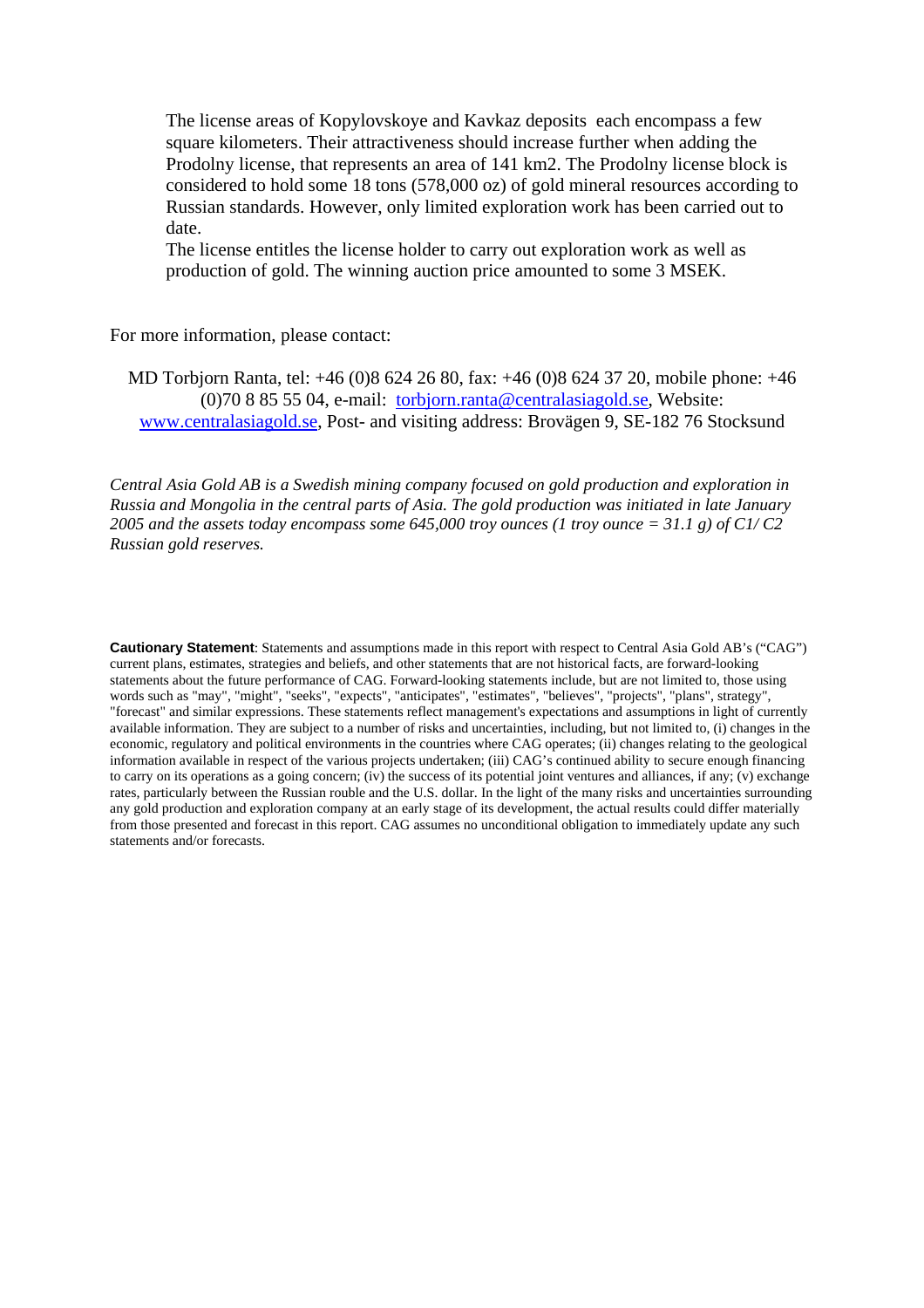The license areas of Kopylovskoye and Kavkaz deposits each encompass a few square kilometers. Their attractiveness should increase further when adding the Prodolny license, that represents an area of 141 km2. The Prodolny license block is considered to hold some 18 tons (578,000 oz) of gold mineral resources according to Russian standards. However, only limited exploration work has been carried out to date.

The license entitles the license holder to carry out exploration work as well as production of gold. The winning auction price amounted to some 3 MSEK.

For more information, please contact:

MD Torbjorn Ranta, tel: +46 (0)8 624 26 80, fax: +46 (0)8 624 37 20, mobile phone: +46 (0)70 8 85 55 04, e-mail: torbjorn.ranta@centralasiagold.se, Website: www.centralasiagold.se, Post- and visiting address: Brovägen 9, SE-182 76 Stocksund

*Central Asia Gold AB is a Swedish mining company focused on gold production and exploration in Russia and Mongolia in the central parts of Asia. The gold production was initiated in late January 2005 and the assets today encompass some 645,000 troy ounces (1 troy ounce = 31.1 g) of C1/ C2 Russian gold reserves.*

**Cautionary Statement**: Statements and assumptions made in this report with respect to Central Asia Gold AB's ("CAG") current plans, estimates, strategies and beliefs, and other statements that are not historical facts, are forward-looking statements about the future performance of CAG. Forward-looking statements include, but are not limited to, those using words such as "may", "might", "seeks", "expects", "anticipates", "estimates", "believes", "projects", "plans", strategy", "forecast" and similar expressions. These statements reflect management's expectations and assumptions in light of currently available information. They are subject to a number of risks and uncertainties, including, but not limited to, (i) changes in the economic, regulatory and political environments in the countries where CAG operates; (ii) changes relating to the geological information available in respect of the various projects undertaken; (iii) CAG's continued ability to secure enough financing to carry on its operations as a going concern; (iv) the success of its potential joint ventures and alliances, if any; (v) exchange rates, particularly between the Russian rouble and the U.S. dollar. In the light of the many risks and uncertainties surrounding any gold production and exploration company at an early stage of its development, the actual results could differ materially from those presented and forecast in this report. CAG assumes no unconditional obligation to immediately update any such statements and/or forecasts.